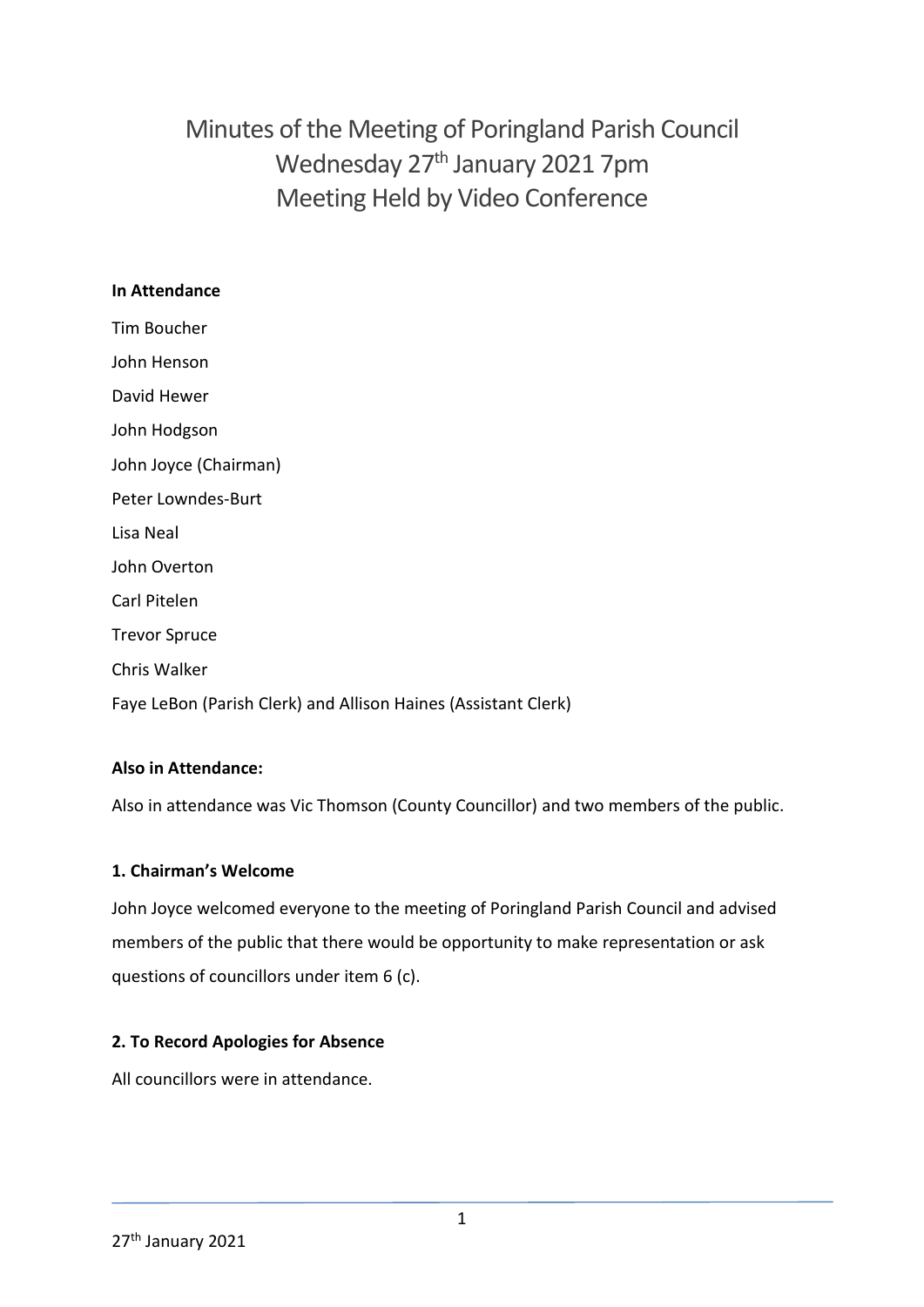# Minutes of the Meeting of Poringland Parish Council Wednesday 27th January 2021 7pm Meeting Held by Video Conference

**In Attendance**

Tim Boucher

John Henson

David Hewer

John Hodgson

John Joyce (Chairman)

Peter Lowndes-Burt

Lisa Neal

John Overton

Carl Pitelen

Trevor Spruce

Chris Walker

Faye LeBon (Parish Clerk) and Allison Haines (Assistant Clerk)

**Also in Attendance:**

Also in attendance was Vic Thomson (County Councillor) and two members of the public.

**1. Chairman's Welcome**

John Joyce welcomed everyone to the meeting of Poringland Parish Council and advised members of the public that there would be opportunity to make representation or ask questions of councillors under item 6 (c).

**2. To Record Apologies for Absence**

All councillors were in attendance.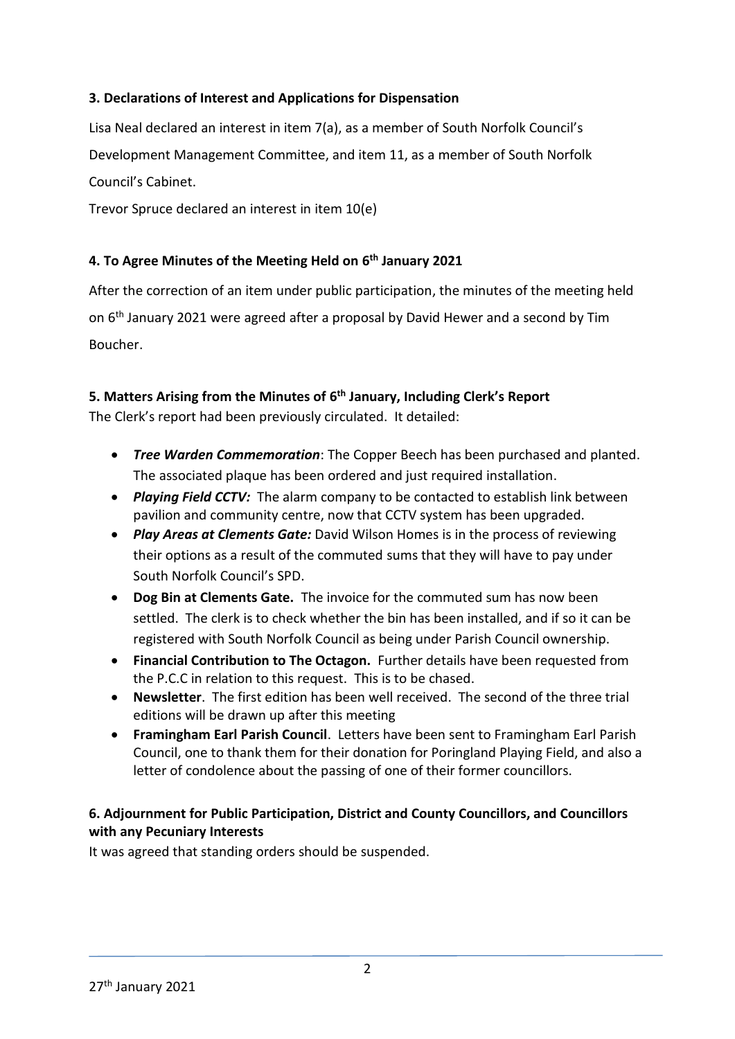**3. Declarations of Interest and Applications for Dispensation**

Lisa Neal declared an interest in item 7(a), as a member of South Norfolk Council's Development Management Committee, and item 11, as a member of South Norfolk Council's Cabinet.

Trevor Spruce declared an interest in item 10(e)

**4. To Agree Minutes of the Meeting Held on 6th January 2021**

After the correction of an item under public participation, the minutes of the meeting held on 6th January 2021 were agreed after a proposal by David Hewer and a second by Tim Boucher.

**5. Matters Arising from the Minutes of 6th January, Including Clerk's Report**

The Clerk's report had been previously circulated. It detailed:

- ***Tree Warden Commemoration***: The Copper Beech has been purchased and planted. The associated plaque has been ordered and just required installation.
- ***Playing Field CCTV:*** The alarm company to be contacted to establish link between pavilion and community centre, now that CCTV system has been upgraded.
- ***Play Areas at Clements Gate:*** David Wilson Homes is in the process of reviewing their options as a result of the commuted sums that they will have to pay under South Norfolk Council's SPD.
- **Dog Bin at Clements Gate.** The invoice for the commuted sum has now been settled. The clerk is to check whether the bin has been installed, and if so it can be registered with South Norfolk Council as being under Parish Council ownership.
- **Financial Contribution to The Octagon.** Further details have been requested from the P.C.C in relation to this request. This is to be chased.
- **Newsletter**. The first edition has been well received. The second of the three trial editions will be drawn up after this meeting
- **Framingham Earl Parish Council**. Letters have been sent to Framingham Earl Parish Council, one to thank them for their donation for Poringland Playing Field, and also a letter of condolence about the passing of one of their former councillors.

**6. Adjournment for Public Participation, District and County Councillors, and Councillors with any Pecuniary Interests**

It was agreed that standing orders should be suspended.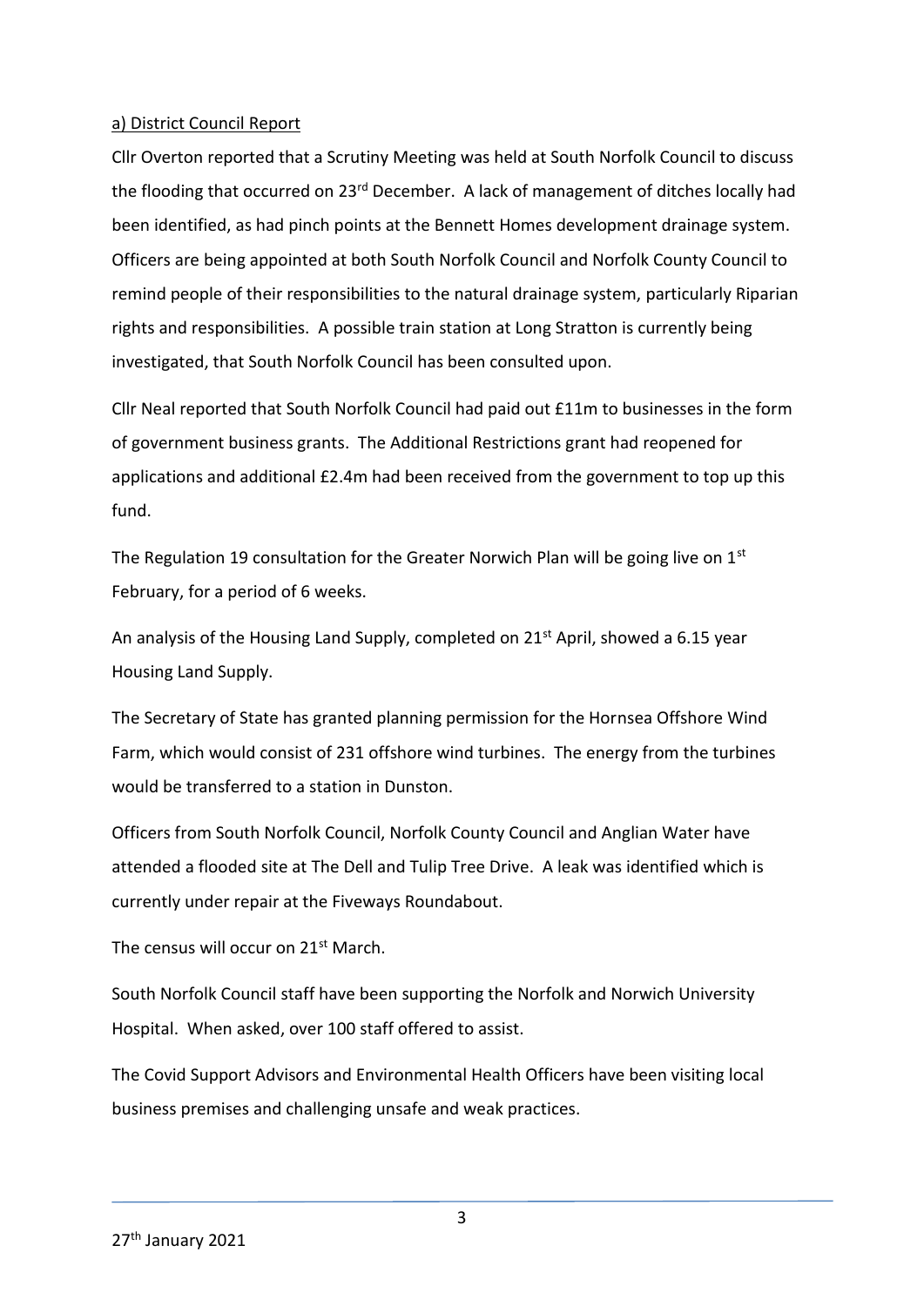a) District Council Report

Cllr Overton reported that a Scrutiny Meeting was held at South Norfolk Council to discuss the flooding that occurred on 23rd December. A lack of management of ditches locally had been identified, as had pinch points at the Bennett Homes development drainage system. Officers are being appointed at both South Norfolk Council and Norfolk County Council to remind people of their responsibilities to the natural drainage system, particularly Riparian rights and responsibilities. A possible train station at Long Stratton is currently being investigated, that South Norfolk Council has been consulted upon.

Cllr Neal reported that South Norfolk Council had paid out £11m to businesses in the form of government business grants. The Additional Restrictions grant had reopened for applications and additional £2.4m had been received from the government to top up this fund.

The Regulation 19 consultation for the Greater Norwich Plan will be going live on 1st February, for a period of 6 weeks.

An analysis of the Housing Land Supply, completed on 21st April, showed a 6.15 year Housing Land Supply.

The Secretary of State has granted planning permission for the Hornsea Offshore Wind Farm, which would consist of 231 offshore wind turbines. The energy from the turbines would be transferred to a station in Dunston.

Officers from South Norfolk Council, Norfolk County Council and Anglian Water have attended a flooded site at The Dell and Tulip Tree Drive. A leak was identified which is currently under repair at the Fiveways Roundabout.

The census will occur on 21st March.

South Norfolk Council staff have been supporting the Norfolk and Norwich University Hospital. When asked, over 100 staff offered to assist.

The Covid Support Advisors and Environmental Health Officers have been visiting local business premises and challenging unsafe and weak practices.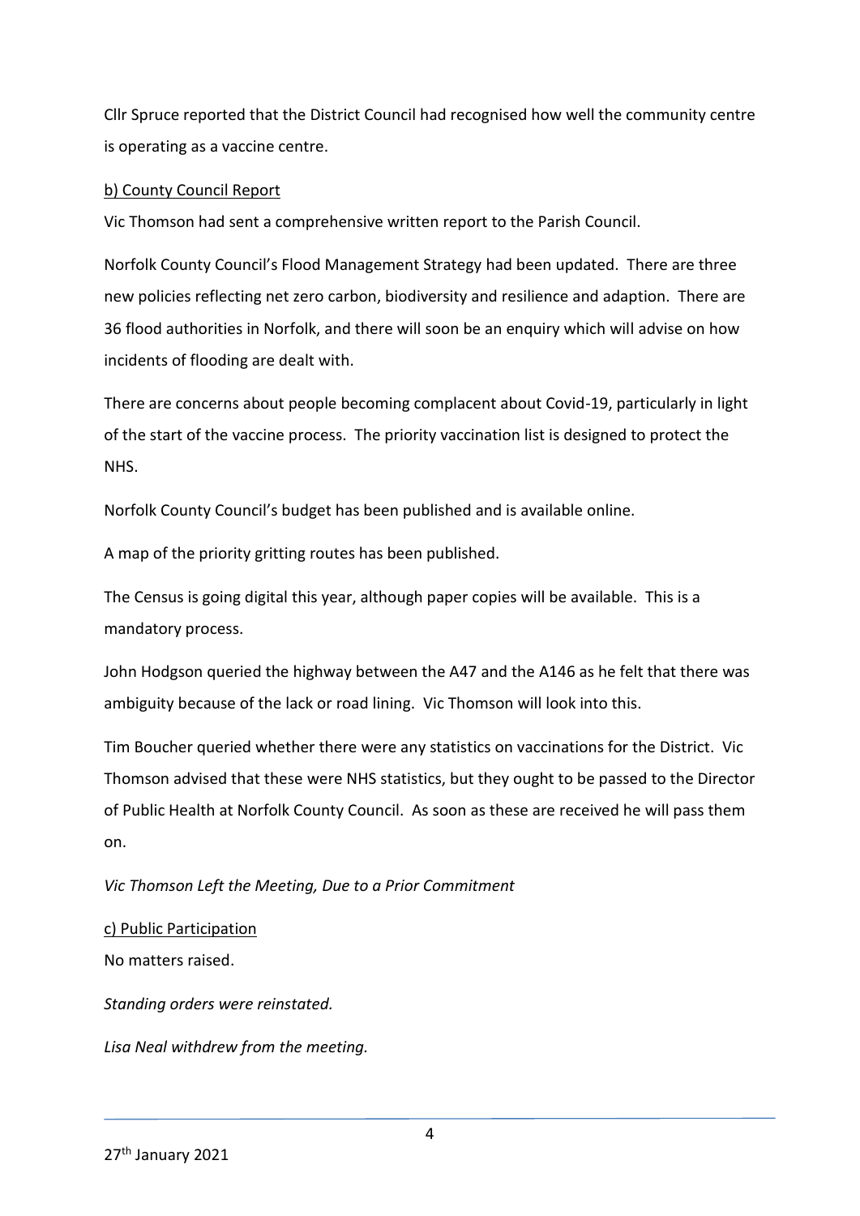Cllr Spruce reported that the District Council had recognised how well the community centre is operating as a vaccine centre.

<u>b) County Council Report</u>

Vic Thomson had sent a comprehensive written report to the Parish Council.

Norfolk County Council's Flood Management Strategy had been updated. There are three new policies reflecting net zero carbon, biodiversity and resilience and adaption. There are 36 flood authorities in Norfolk, and there will soon be an enquiry which will advise on how incidents of flooding are dealt with.

There are concerns about people becoming complacent about Covid-19, particularly in light of the start of the vaccine process. The priority vaccination list is designed to protect the NHS.

Norfolk County Council's budget has been published and is available online.

A map of the priority gritting routes has been published.

The Census is going digital this year, although paper copies will be available. This is a mandatory process.

John Hodgson queried the highway between the A47 and the A146 as he felt that there was ambiguity because of the lack or road lining. Vic Thomson will look into this.

Tim Boucher queried whether there were any statistics on vaccinations for the District. Vic Thomson advised that these were NHS statistics, but they ought to be passed to the Director of Public Health at Norfolk County Council. As soon as these are received he will pass them on.

*Vic Thomson Left the Meeting, Due to a Prior Commitment*

<u>c) Public Participation</u>

No matters raised.

*Standing orders were reinstated.*

*Lisa Neal withdrew from the meeting.*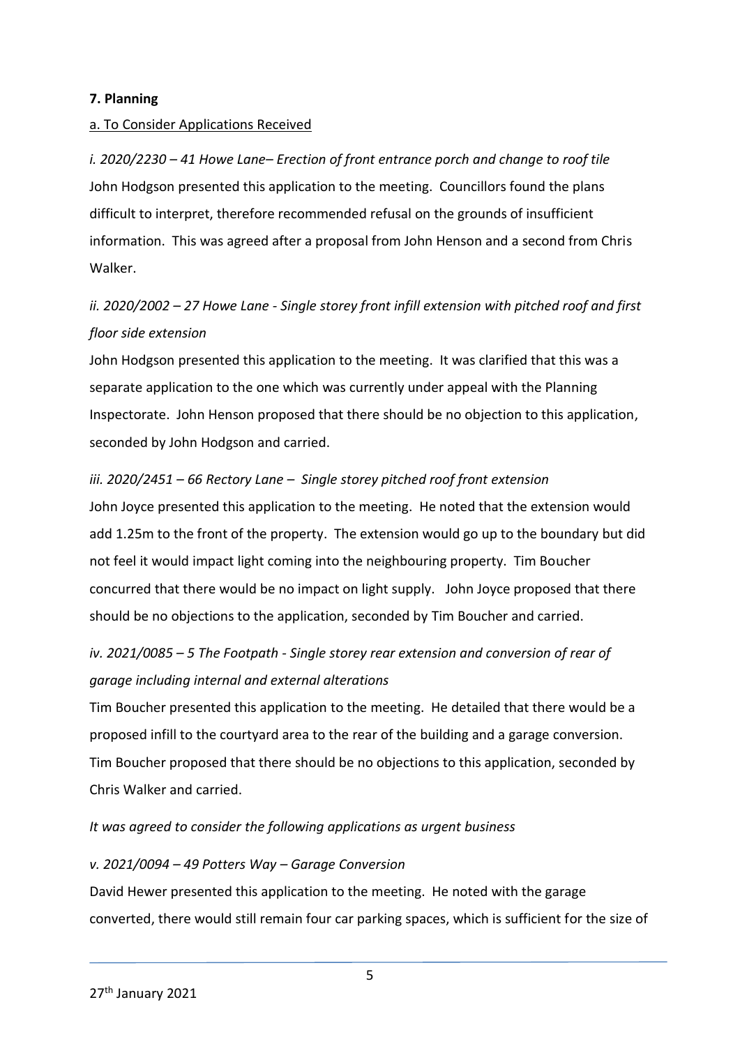**7. Planning**

a. To Consider Applications Received

*i. 2020/2230 – 41 Howe Lane– Erection of front entrance porch and change to roof tile*

John Hodgson presented this application to the meeting. Councillors found the plans difficult to interpret, therefore recommended refusal on the grounds of insufficient information. This was agreed after a proposal from John Henson and a second from Chris Walker.

*ii. 2020/2002 – 27 Howe Lane - Single storey front infill extension with pitched roof and first floor side extension*

John Hodgson presented this application to the meeting. It was clarified that this was a separate application to the one which was currently under appeal with the Planning Inspectorate. John Henson proposed that there should be no objection to this application, seconded by John Hodgson and carried.

*iii. 2020/2451 – 66 Rectory Lane – Single storey pitched roof front extension*

John Joyce presented this application to the meeting. He noted that the extension would add 1.25m to the front of the property. The extension would go up to the boundary but did not feel it would impact light coming into the neighbouring property. Tim Boucher concurred that there would be no impact on light supply. John Joyce proposed that there should be no objections to the application, seconded by Tim Boucher and carried.

*iv. 2021/0085 – 5 The Footpath - Single storey rear extension and conversion of rear of garage including internal and external alterations*

Tim Boucher presented this application to the meeting. He detailed that there would be a proposed infill to the courtyard area to the rear of the building and a garage conversion. Tim Boucher proposed that there should be no objections to this application, seconded by Chris Walker and carried.

*It was agreed to consider the following applications as urgent business*

*v. 2021/0094 – 49 Potters Way – Garage Conversion*

David Hewer presented this application to the meeting. He noted with the garage converted, there would still remain four car parking spaces, which is sufficient for the size of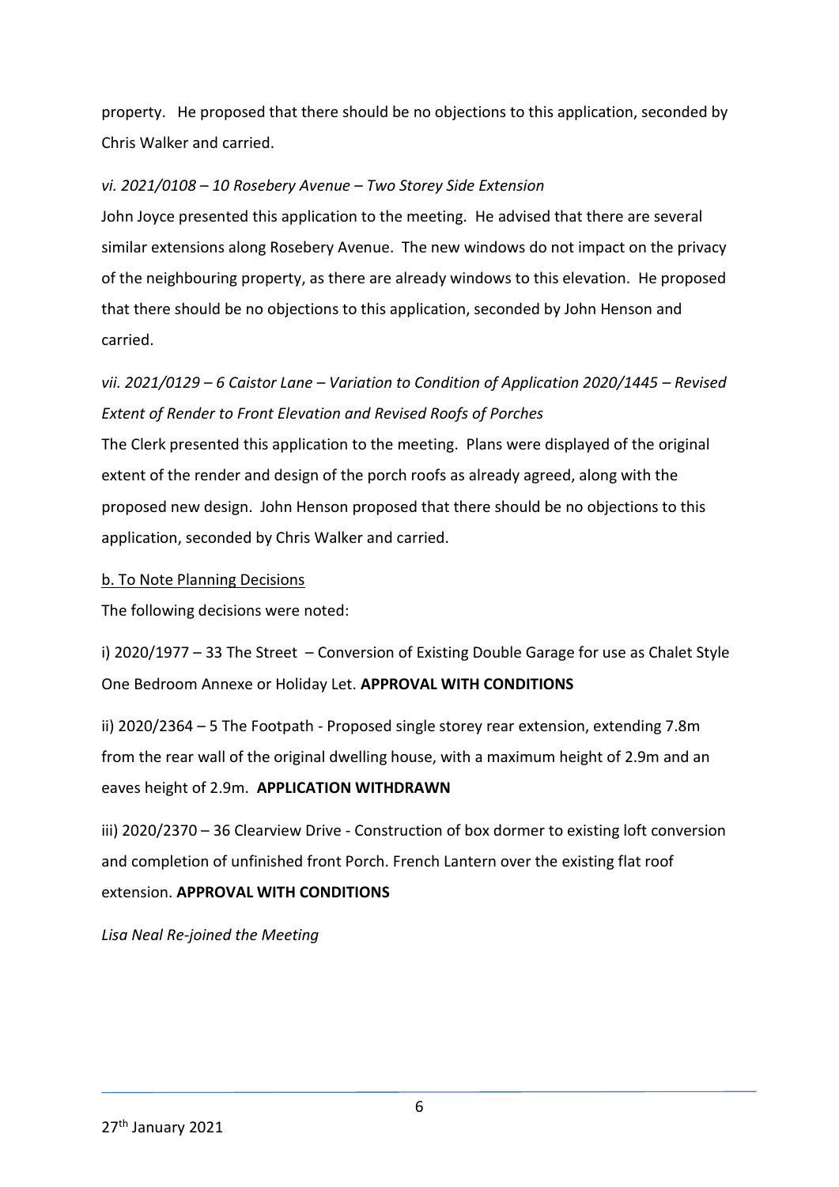property. He proposed that there should be no objections to this application, seconded by Chris Walker and carried.

*vi. 2021/0108 – 10 Rosebery Avenue – Two Storey Side Extension*

John Joyce presented this application to the meeting. He advised that there are several similar extensions along Rosebery Avenue. The new windows do not impact on the privacy of the neighbouring property, as there are already windows to this elevation. He proposed that there should be no objections to this application, seconded by John Henson and carried.

*vii. 2021/0129 – 6 Caistor Lane – Variation to Condition of Application 2020/1445 – Revised Extent of Render to Front Elevation and Revised Roofs of Porches*

The Clerk presented this application to the meeting. Plans were displayed of the original extent of the render and design of the porch roofs as already agreed, along with the proposed new design. John Henson proposed that there should be no objections to this application, seconded by Chris Walker and carried.

<u>b. To Note Planning Decisions</u>

The following decisions were noted:

i) 2020/1977 – 33 The Street – Conversion of Existing Double Garage for use as Chalet Style One Bedroom Annexe or Holiday Let. **APPROVAL WITH CONDITIONS**

ii) 2020/2364 – 5 The Footpath - Proposed single storey rear extension, extending 7.8m from the rear wall of the original dwelling house, with a maximum height of 2.9m and an eaves height of 2.9m. **APPLICATION WITHDRAWN**

iii) 2020/2370 – 36 Clearview Drive - Construction of box dormer to existing loft conversion and completion of unfinished front Porch. French Lantern over the existing flat roof extension. **APPROVAL WITH CONDITIONS**

*Lisa Neal Re-joined the Meeting*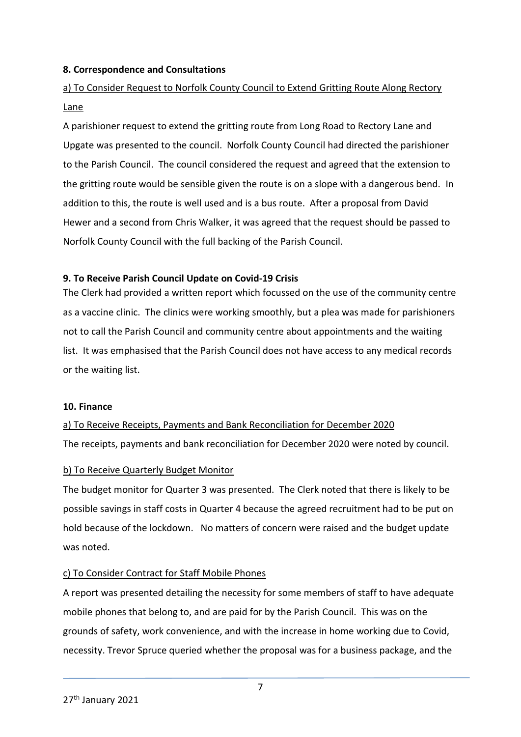**8. Correspondence and Consultations**

a) To Consider Request to Norfolk County Council to Extend Gritting Route Along Rectory Lane

A parishioner request to extend the gritting route from Long Road to Rectory Lane and Upgate was presented to the council. Norfolk County Council had directed the parishioner to the Parish Council. The council considered the request and agreed that the extension to the gritting route would be sensible given the route is on a slope with a dangerous bend. In addition to this, the route is well used and is a bus route. After a proposal from David Hewer and a second from Chris Walker, it was agreed that the request should be passed to Norfolk County Council with the full backing of the Parish Council.

**9. To Receive Parish Council Update on Covid-19 Crisis**

The Clerk had provided a written report which focussed on the use of the community centre as a vaccine clinic. The clinics were working smoothly, but a plea was made for parishioners not to call the Parish Council and community centre about appointments and the waiting list. It was emphasised that the Parish Council does not have access to any medical records or the waiting list.

**10. Finance**

a) To Receive Receipts, Payments and Bank Reconciliation for December 2020

The receipts, payments and bank reconciliation for December 2020 were noted by council.

b) To Receive Quarterly Budget Monitor

The budget monitor for Quarter 3 was presented. The Clerk noted that there is likely to be possible savings in staff costs in Quarter 4 because the agreed recruitment had to be put on hold because of the lockdown. No matters of concern were raised and the budget update was noted.

c) To Consider Contract for Staff Mobile Phones

A report was presented detailing the necessity for some members of staff to have adequate mobile phones that belong to, and are paid for by the Parish Council. This was on the grounds of safety, work convenience, and with the increase in home working due to Covid, necessity. Trevor Spruce queried whether the proposal was for a business package, and the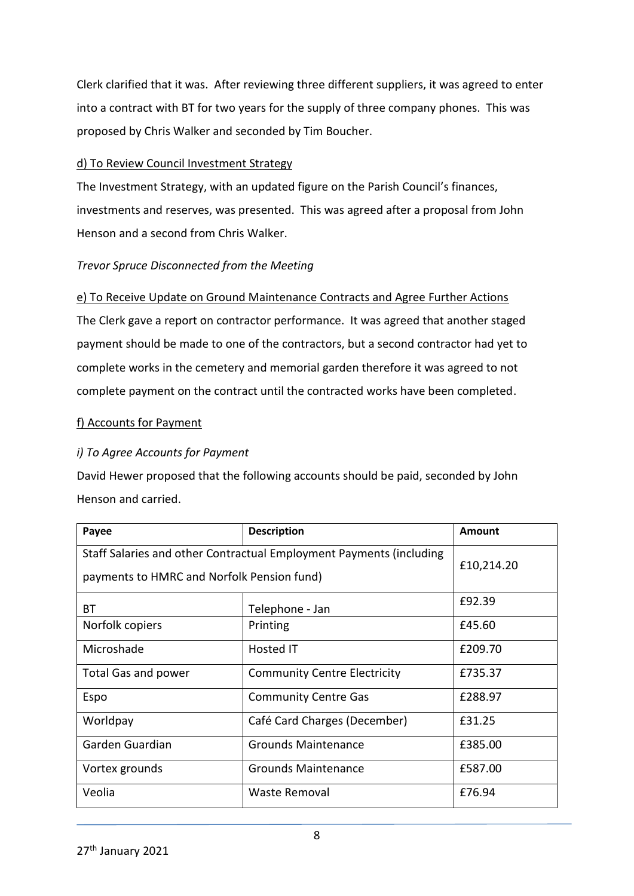Clerk clarified that it was. After reviewing three different suppliers, it was agreed to enter into a contract with BT for two years for the supply of three company phones. This was proposed by Chris Walker and seconded by Tim Boucher.

d) To Review Council Investment Strategy

The Investment Strategy, with an updated figure on the Parish Council's finances, investments and reserves, was presented. This was agreed after a proposal from John Henson and a second from Chris Walker.

*Trevor Spruce Disconnected from the Meeting*

e) To Receive Update on Ground Maintenance Contracts and Agree Further Actions

The Clerk gave a report on contractor performance. It was agreed that another staged payment should be made to one of the contractors, but a second contractor had yet to complete works in the cemetery and memorial garden therefore it was agreed to not complete payment on the contract until the contracted works have been completed.

f) Accounts for Payment

*i) To Agree Accounts for Payment*

David Hewer proposed that the following accounts should be paid, seconded by John Henson and carried.

| Payee | Description | Amount |
|---|---|---|
| Staff Salaries and other Contractual Employment Payments (including payments to HMRC and Norfolk Pension fund) | | £10,214.20 |
| BT | Telephone - Jan | £92.39 |
| Norfolk copiers | Printing | £45.60 |
| Microshade | Hosted IT | £209.70 |
| Total Gas and power | Community Centre Electricity | £735.37 |
| Espo | Community Centre Gas | £288.97 |
| Worldpay | Café Card Charges (December) | £31.25 |
| Garden Guardian | Grounds Maintenance | £385.00 |
| Vortex grounds | Grounds Maintenance | £587.00 |
| Veolia | Waste Removal | £76.94 |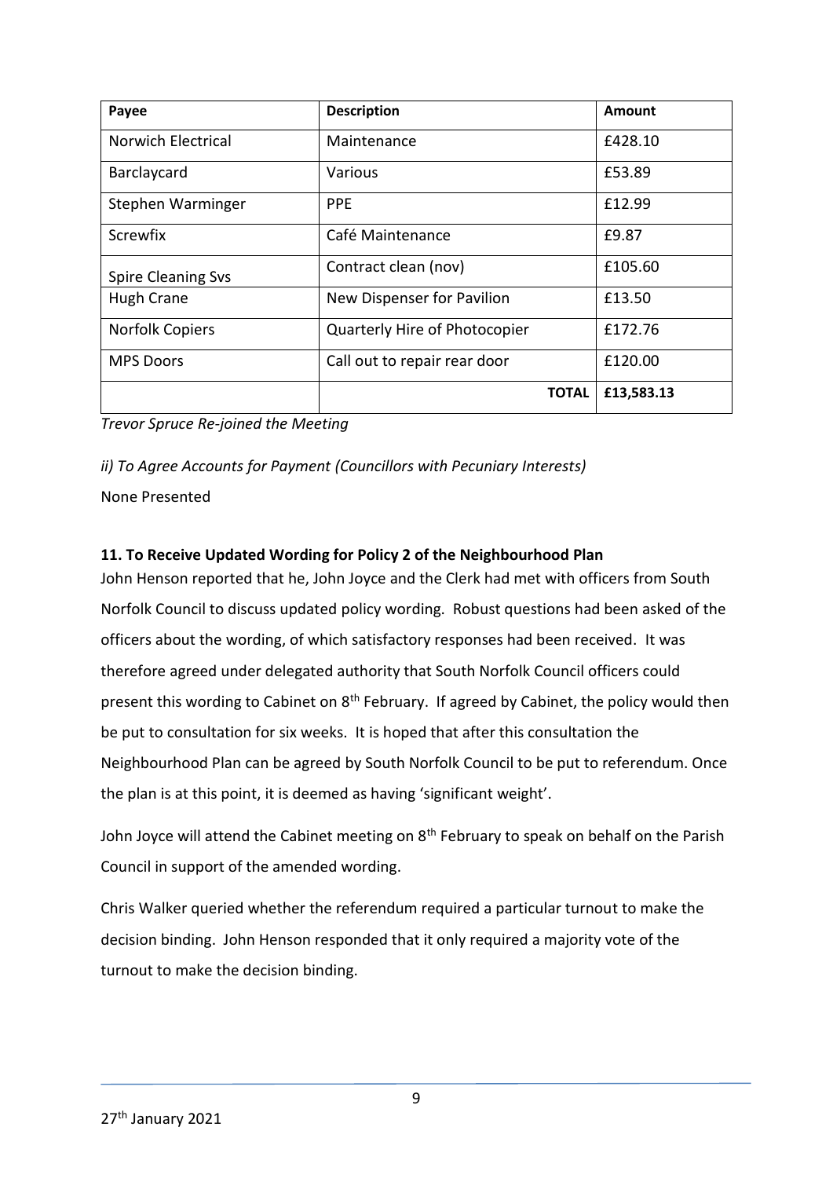| Payee | Description | Amount |
|---|---|---|
| Norwich Electrical | Maintenance | £428.10 |
| Barclaycard | Various | £53.89 |
| Stephen Warminger | PPE | £12.99 |
| Screwfix | Café Maintenance | £9.87 |
| Spire Cleaning Svs | Contract clean (nov) | £105.60 |
| Hugh Crane | New Dispenser for Pavilion | £13.50 |
| Norfolk Copiers | Quarterly Hire of Photocopier | £172.76 |
| MPS Doors | Call out to repair rear door | £120.00 |
| | **TOTAL** | **£13,583.13** |

*Trevor Spruce Re-joined the Meeting*

*ii) To Agree Accounts for Payment (Councillors with Pecuniary Interests)*

None Presented

**11. To Receive Updated Wording for Policy 2 of the Neighbourhood Plan**

John Henson reported that he, John Joyce and the Clerk had met with officers from South Norfolk Council to discuss updated policy wording. Robust questions had been asked of the officers about the wording, of which satisfactory responses had been received. It was therefore agreed under delegated authority that South Norfolk Council officers could present this wording to Cabinet on 8th February. If agreed by Cabinet, the policy would then be put to consultation for six weeks. It is hoped that after this consultation the Neighbourhood Plan can be agreed by South Norfolk Council to be put to referendum. Once the plan is at this point, it is deemed as having 'significant weight'.

John Joyce will attend the Cabinet meeting on 8th February to speak on behalf on the Parish Council in support of the amended wording.

Chris Walker queried whether the referendum required a particular turnout to make the decision binding. John Henson responded that it only required a majority vote of the turnout to make the decision binding.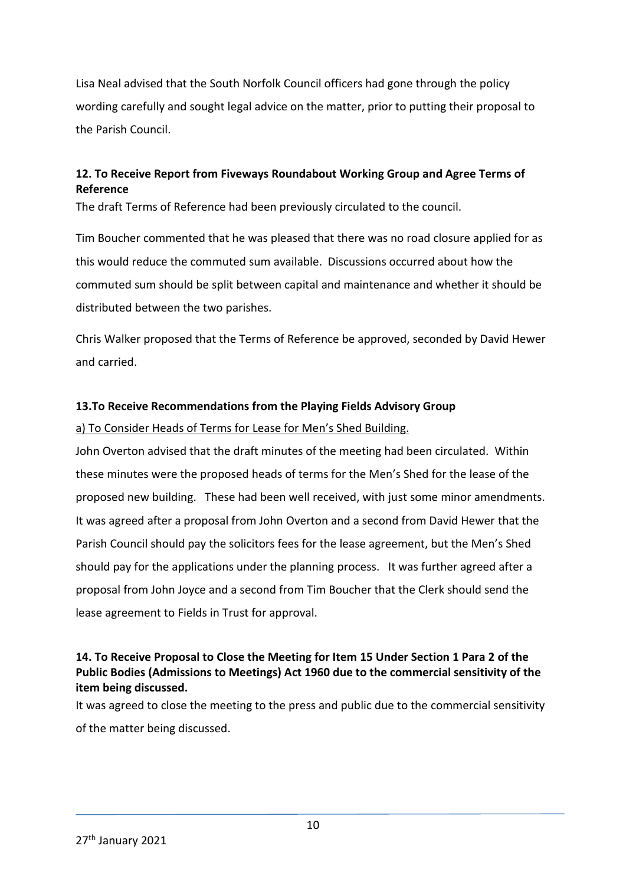Lisa Neal advised that the South Norfolk Council officers had gone through the policy wording carefully and sought legal advice on the matter, prior to putting their proposal to the Parish Council.

**12. To Receive Report from Fiveways Roundabout Working Group and Agree Terms of Reference**

The draft Terms of Reference had been previously circulated to the council.

Tim Boucher commented that he was pleased that there was no road closure applied for as this would reduce the commuted sum available. Discussions occurred about how the commuted sum should be split between capital and maintenance and whether it should be distributed between the two parishes.

Chris Walker proposed that the Terms of Reference be approved, seconded by David Hewer and carried.

**13.To Receive Recommendations from the Playing Fields Advisory Group**

a) To Consider Heads of Terms for Lease for Men's Shed Building.

John Overton advised that the draft minutes of the meeting had been circulated. Within these minutes were the proposed heads of terms for the Men's Shed for the lease of the proposed new building. These had been well received, with just some minor amendments. It was agreed after a proposal from John Overton and a second from David Hewer that the Parish Council should pay the solicitors fees for the lease agreement, but the Men's Shed should pay for the applications under the planning process. It was further agreed after a proposal from John Joyce and a second from Tim Boucher that the Clerk should send the lease agreement to Fields in Trust for approval.

**14. To Receive Proposal to Close the Meeting for Item 15 Under Section 1 Para 2 of the Public Bodies (Admissions to Meetings) Act 1960 due to the commercial sensitivity of the item being discussed.**

It was agreed to close the meeting to the press and public due to the commercial sensitivity of the matter being discussed.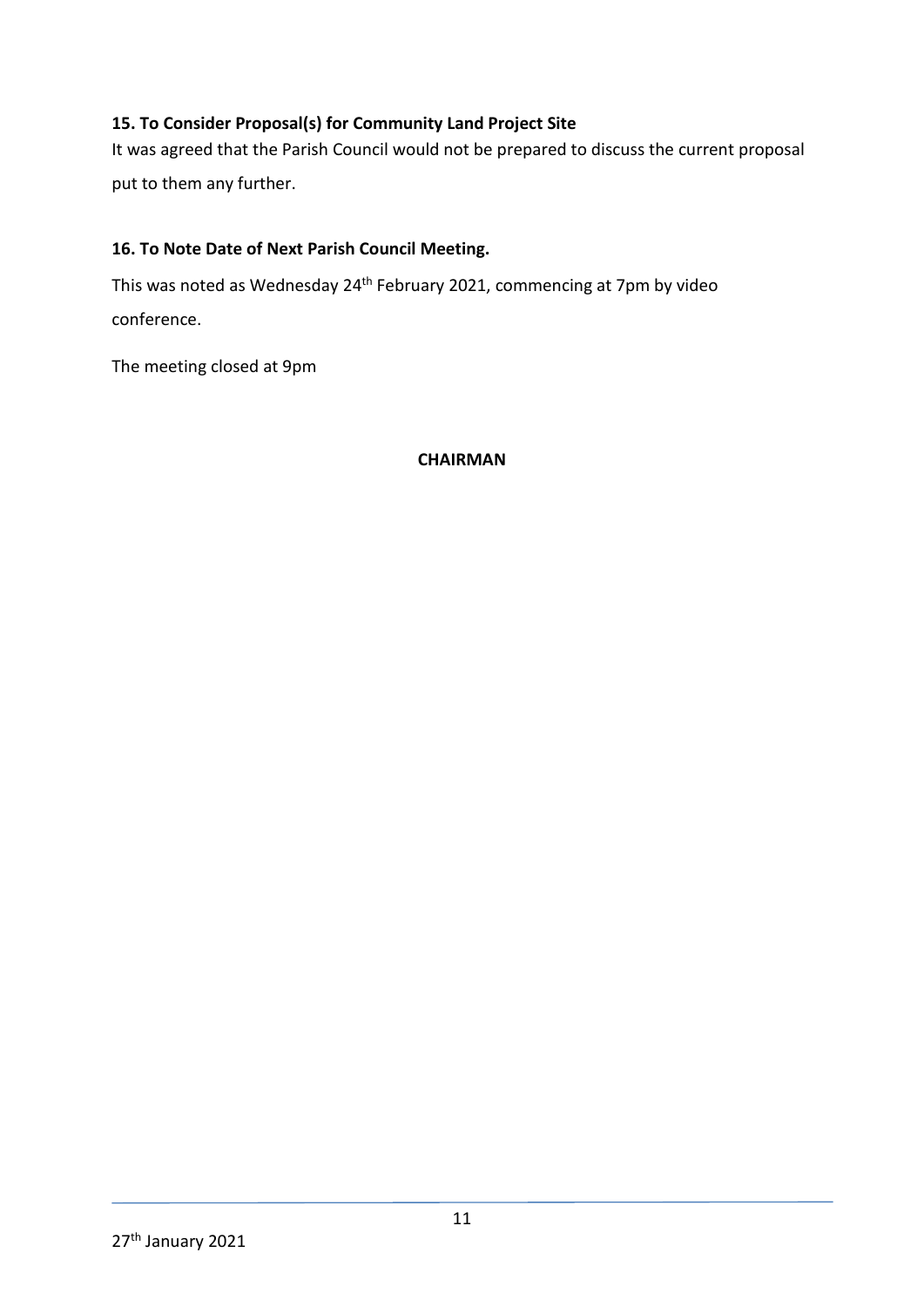**15. To Consider Proposal(s) for Community Land Project Site**

It was agreed that the Parish Council would not be prepared to discuss the current proposal put to them any further.

**16. To Note Date of Next Parish Council Meeting.**

This was noted as Wednesday 24th February 2021, commencing at 7pm by video conference.

The meeting closed at 9pm

**CHAIRMAN**